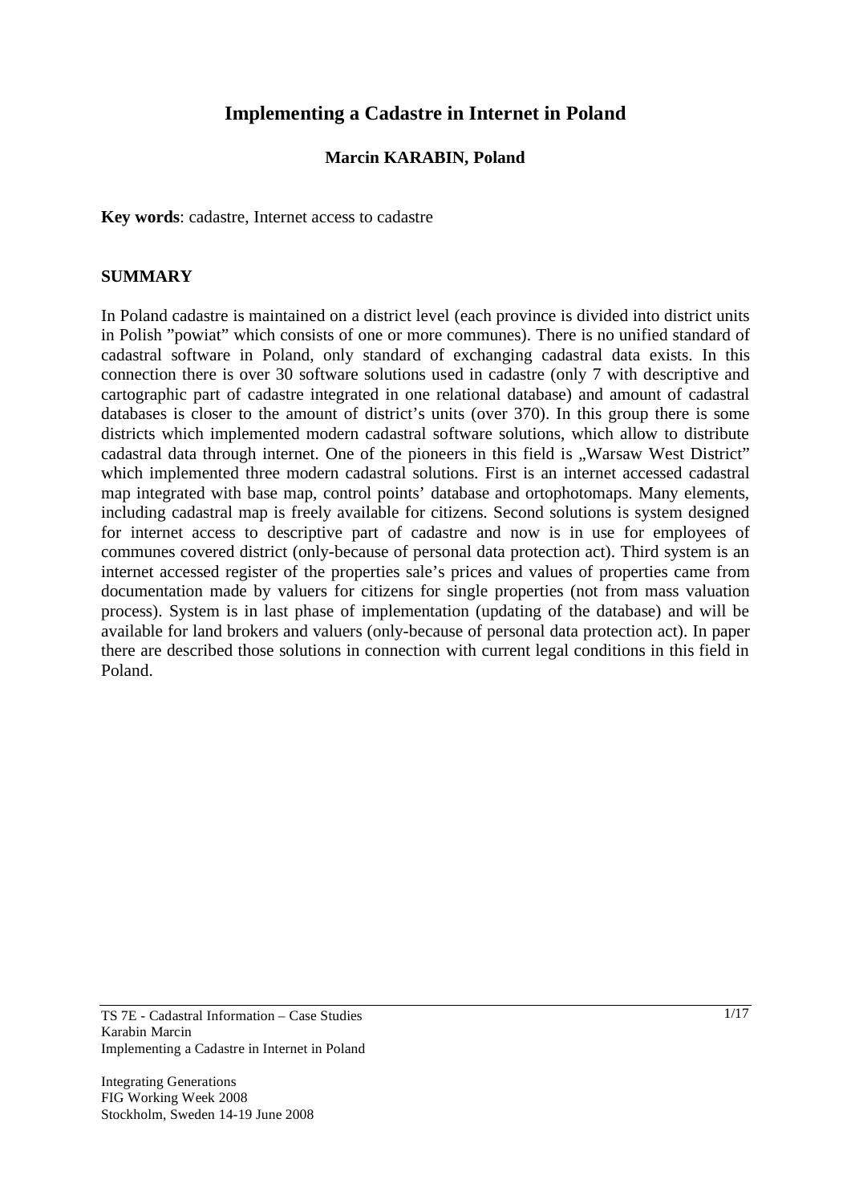# Implementing a Cadastre in Internet in Poland

**Marcin KARABIN, Poland**

**Key words**: cadastre, Internet access to cadastre

## SUMMARY

In Poland cadastre is maintained on a district level (each province is divided into district units in Polish "powiat" which consists of one or more communes). There is no unified standard of cadastral software in Poland, only standard of exchanging cadastral data exists. In this connection there is over 30 software solutions used in cadastre (only 7 with descriptive and cartographic part of cadastre integrated in one relational database) and amount of cadastral databases is closer to the amount of district's units (over 370). In this group there is some districts which implemented modern cadastral software solutions, which allow to distribute cadastral data through internet. One of the pioneers in this field is „Warsaw West District" which implemented three modern cadastral solutions. First is an internet accessed cadastral map integrated with base map, control points' database and ortophotomaps. Many elements, including cadastral map is freely available for citizens. Second solutions is system designed for internet access to descriptive part of cadastre and now is in use for employees of communes covered district (only-because of personal data protection act). Third system is an internet accessed register of the properties sale's prices and values of properties came from documentation made by valuers for citizens for single properties (not from mass valuation process). System is in last phase of implementation (updating of the database) and will be available for land brokers and valuers (only-because of personal data protection act). In paper there are described those solutions in connection with current legal conditions in this field in Poland.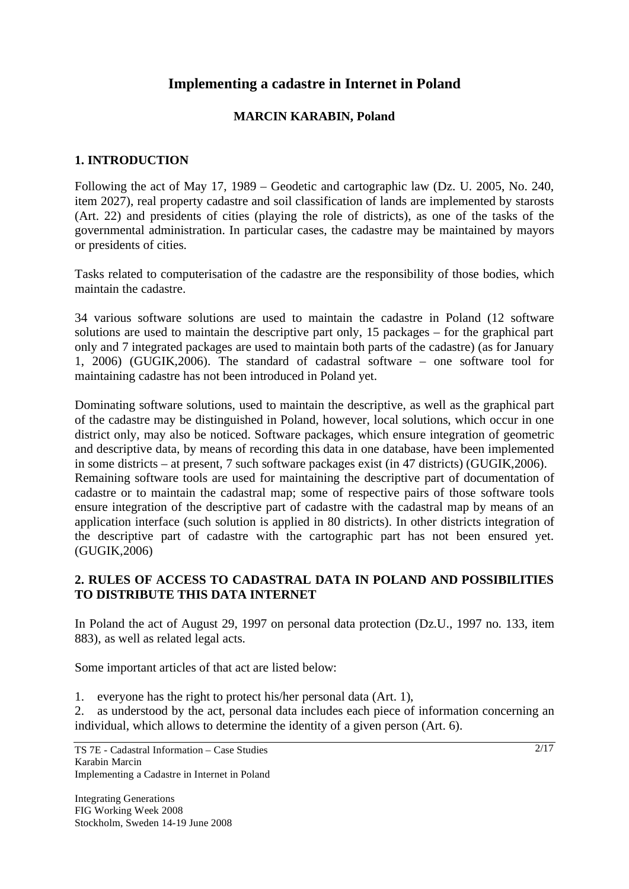# Implementing a cadastre in Internet in Poland

**MARCIN KARABIN, Poland**

## 1. INTRODUCTION

Following the act of May 17, 1989 – Geodetic and cartographic law (Dz. U. 2005, No. 240, item 2027), real property cadastre and soil classification of lands are implemented by starosts (Art. 22) and presidents of cities (playing the role of districts), as one of the tasks of the governmental administration. In particular cases, the cadastre may be maintained by mayors or presidents of cities.

Tasks related to computerisation of the cadastre are the responsibility of those bodies, which maintain the cadastre.

34 various software solutions are used to maintain the cadastre in Poland (12 software solutions are used to maintain the descriptive part only, 15 packages – for the graphical part only and 7 integrated packages are used to maintain both parts of the cadastre) (as for January 1, 2006) (GUGIK,2006). The standard of cadastral software – one software tool for maintaining cadastre has not been introduced in Poland yet.

Dominating software solutions, used to maintain the descriptive, as well as the graphical part of the cadastre may be distinguished in Poland, however, local solutions, which occur in one district only, may also be noticed. Software packages, which ensure integration of geometric and descriptive data, by means of recording this data in one database, have been implemented in some districts – at present, 7 such software packages exist (in 47 districts) (GUGIK,2006). Remaining software tools are used for maintaining the descriptive part of documentation of cadastre or to maintain the cadastral map; some of respective pairs of those software tools ensure integration of the descriptive part of cadastre with the cadastral map by means of an application interface (such solution is applied in 80 districts). In other districts integration of the descriptive part of cadastre with the cartographic part has not been ensured yet. (GUGIK,2006)

## 2. RULES OF ACCESS TO CADASTRAL DATA IN POLAND AND POSSIBILITIES TO DISTRIBUTE THIS DATA INTERNET

In Poland the act of August 29, 1997 on personal data protection (Dz.U., 1997 no. 133, item 883), as well as related legal acts.

Some important articles of that act are listed below:

1. everyone has the right to protect his/her personal data (Art. 1),
2. as understood by the act, personal data includes each piece of information concerning an individual, which allows to determine the identity of a given person (Art. 6).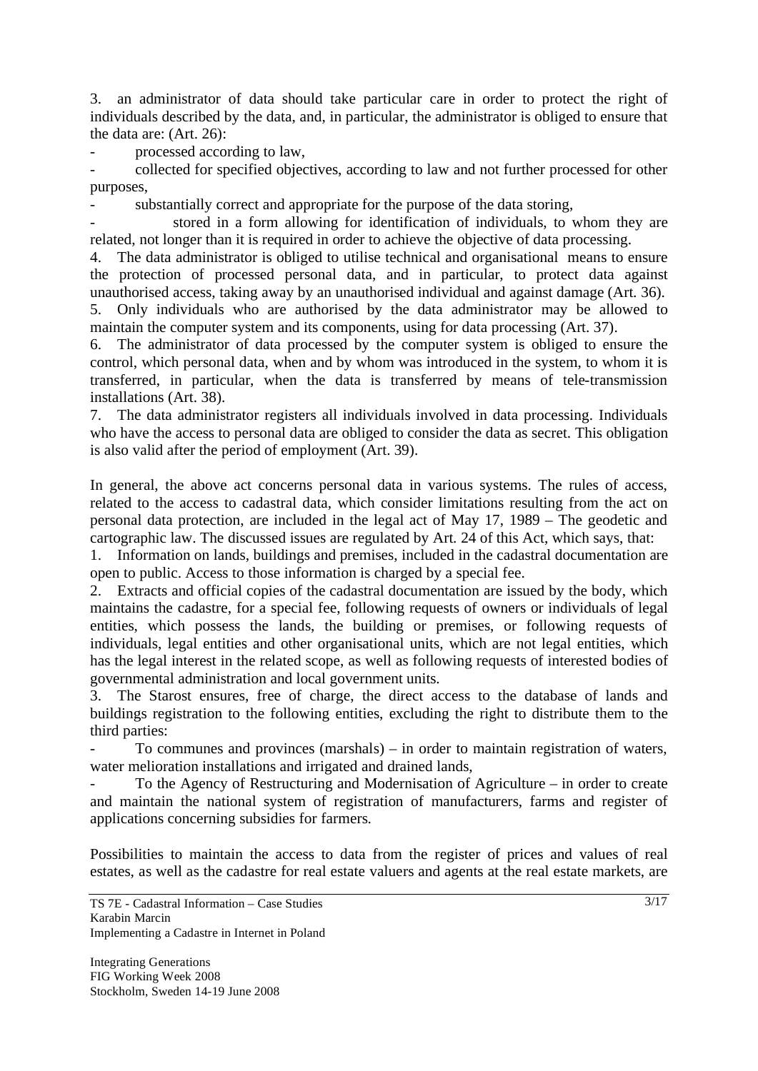3. an administrator of data should take particular care in order to protect the right of individuals described by the data, and, in particular, the administrator is obliged to ensure that the data are: (Art. 26):

- processed according to law,
- collected for specified objectives, according to law and not further processed for other purposes,
- substantially correct and appropriate for the purpose of the data storing,
- stored in a form allowing for identification of individuals, to whom they are related, not longer than it is required in order to achieve the objective of data processing.

4. The data administrator is obliged to utilise technical and organisational means to ensure the protection of processed personal data, and in particular, to protect data against unauthorised access, taking away by an unauthorised individual and against damage (Art. 36).
5. Only individuals who are authorised by the data administrator may be allowed to maintain the computer system and its components, using for data processing (Art. 37).
6. The administrator of data processed by the computer system is obliged to ensure the control, which personal data, when and by whom was introduced in the system, to whom it is transferred, in particular, when the data is transferred by means of tele-transmission installations (Art. 38).
7. The data administrator registers all individuals involved in data processing. Individuals who have the access to personal data are obliged to consider the data as secret. This obligation is also valid after the period of employment (Art. 39).

In general, the above act concerns personal data in various systems. The rules of access, related to the access to cadastral data, which consider limitations resulting from the act on personal data protection, are included in the legal act of May 17, 1989 – The geodetic and cartographic law. The discussed issues are regulated by Art. 24 of this Act, which says, that:

1. Information on lands, buildings and premises, included in the cadastral documentation are open to public. Access to those information is charged by a special fee.
2. Extracts and official copies of the cadastral documentation are issued by the body, which maintains the cadastre, for a special fee, following requests of owners or individuals of legal entities, which possess the lands, the building or premises, or following requests of individuals, legal entities and other organisational units, which are not legal entities, which has the legal interest in the related scope, as well as following requests of interested bodies of governmental administration and local government units.
3. The Starost ensures, free of charge, the direct access to the database of lands and buildings registration to the following entities, excluding the right to distribute them to the third parties:

- To communes and provinces (marshals) – in order to maintain registration of waters, water melioration installations and irrigated and drained lands,
- To the Agency of Restructuring and Modernisation of Agriculture – in order to create and maintain the national system of registration of manufacturers, farms and register of applications concerning subsidies for farmers.

Possibilities to maintain the access to data from the register of prices and values of real estates, as well as the cadastre for real estate valuers and agents at the real estate markets, are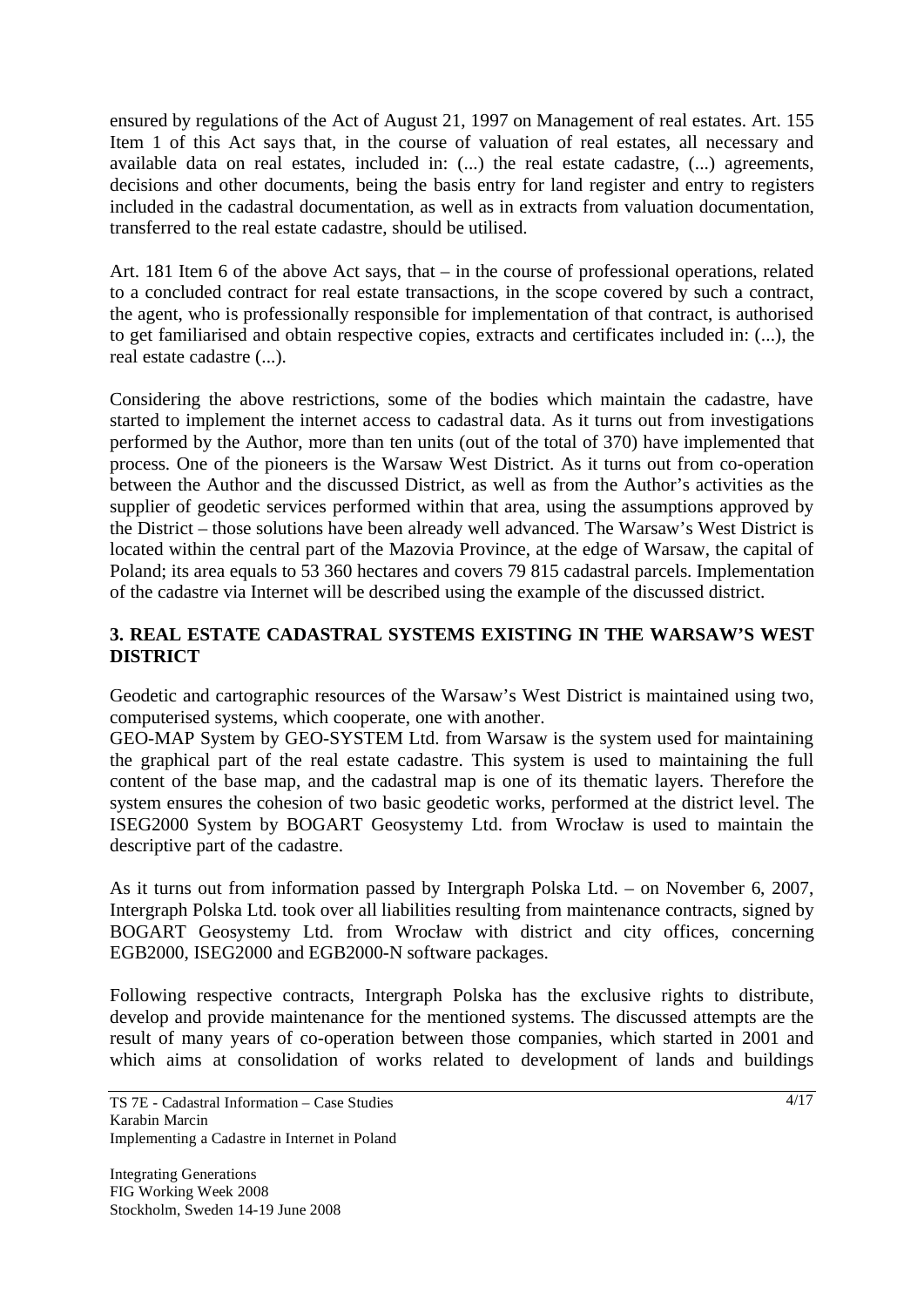ensured by regulations of the Act of August 21, 1997 on Management of real estates. Art. 155 Item 1 of this Act says that, in the course of valuation of real estates, all necessary and available data on real estates, included in: (...) the real estate cadastre, (...) agreements, decisions and other documents, being the basis entry for land register and entry to registers included in the cadastral documentation, as well as in extracts from valuation documentation, transferred to the real estate cadastre, should be utilised.

Art. 181 Item 6 of the above Act says, that – in the course of professional operations, related to a concluded contract for real estate transactions, in the scope covered by such a contract, the agent, who is professionally responsible for implementation of that contract, is authorised to get familiarised and obtain respective copies, extracts and certificates included in: (...), the real estate cadastre (...).

Considering the above restrictions, some of the bodies which maintain the cadastre, have started to implement the internet access to cadastral data. As it turns out from investigations performed by the Author, more than ten units (out of the total of 370) have implemented that process. One of the pioneers is the Warsaw West District. As it turns out from co-operation between the Author and the discussed District, as well as from the Author's activities as the supplier of geodetic services performed within that area, using the assumptions approved by the District – those solutions have been already well advanced. The Warsaw's West District is located within the central part of the Mazovia Province, at the edge of Warsaw, the capital of Poland; its area equals to 53 360 hectares and covers 79 815 cadastral parcels. Implementation of the cadastre via Internet will be described using the example of the discussed district.

## 3. REAL ESTATE CADASTRAL SYSTEMS EXISTING IN THE WARSAW'S WEST DISTRICT

Geodetic and cartographic resources of the Warsaw's West District is maintained using two, computerised systems, which cooperate, one with another.

GEO-MAP System by GEO-SYSTEM Ltd. from Warsaw is the system used for maintaining the graphical part of the real estate cadastre. This system is used to maintaining the full content of the base map, and the cadastral map is one of its thematic layers. Therefore the system ensures the cohesion of two basic geodetic works, performed at the district level. The ISEG2000 System by BOGART Geosystemy Ltd. from Wrocław is used to maintain the descriptive part of the cadastre.

As it turns out from information passed by Intergraph Polska Ltd. – on November 6, 2007, Intergraph Polska Ltd. took over all liabilities resulting from maintenance contracts, signed by BOGART Geosystemy Ltd. from Wrocław with district and city offices, concerning EGB2000, ISEG2000 and EGB2000-N software packages.

Following respective contracts, Intergraph Polska has the exclusive rights to distribute, develop and provide maintenance for the mentioned systems. The discussed attempts are the result of many years of co-operation between those companies, which started in 2001 and which aims at consolidation of works related to development of lands and buildings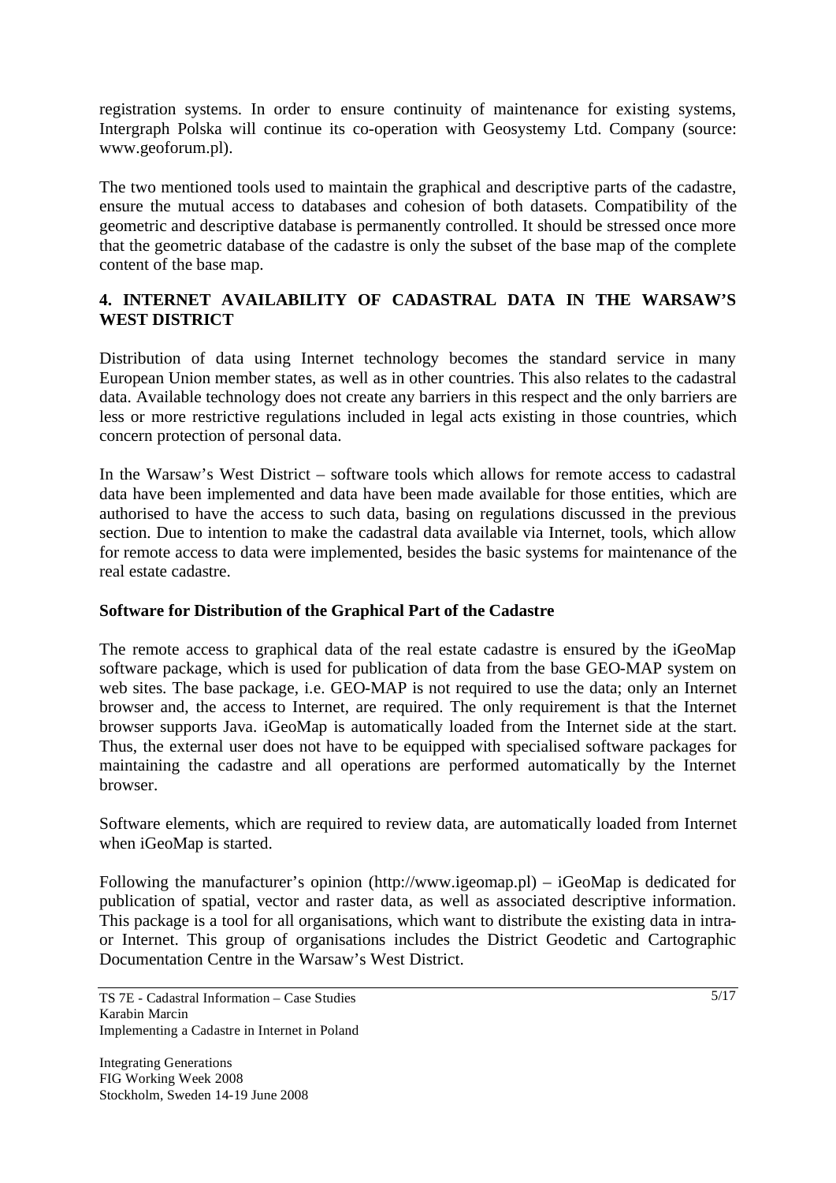registration systems. In order to ensure continuity of maintenance for existing systems, Intergraph Polska will continue its co-operation with Geosystemy Ltd. Company (source: www.geoforum.pl).

The two mentioned tools used to maintain the graphical and descriptive parts of the cadastre, ensure the mutual access to databases and cohesion of both datasets. Compatibility of the geometric and descriptive database is permanently controlled. It should be stressed once more that the geometric database of the cadastre is only the subset of the base map of the complete content of the base map.

## 4. INTERNET AVAILABILITY OF CADASTRAL DATA IN THE WARSAW'S WEST DISTRICT

Distribution of data using Internet technology becomes the standard service in many European Union member states, as well as in other countries. This also relates to the cadastral data. Available technology does not create any barriers in this respect and the only barriers are less or more restrictive regulations included in legal acts existing in those countries, which concern protection of personal data.

In the Warsaw's West District – software tools which allows for remote access to cadastral data have been implemented and data have been made available for those entities, which are authorised to have the access to such data, basing on regulations discussed in the previous section. Due to intention to make the cadastral data available via Internet, tools, which allow for remote access to data were implemented, besides the basic systems for maintenance of the real estate cadastre.

### Software for Distribution of the Graphical Part of the Cadastre

The remote access to graphical data of the real estate cadastre is ensured by the iGeoMap software package, which is used for publication of data from the base GEO-MAP system on web sites. The base package, i.e. GEO-MAP is not required to use the data; only an Internet browser and, the access to Internet, are required. The only requirement is that the Internet browser supports Java. iGeoMap is automatically loaded from the Internet side at the start. Thus, the external user does not have to be equipped with specialised software packages for maintaining the cadastre and all operations are performed automatically by the Internet browser.

Software elements, which are required to review data, are automatically loaded from Internet when iGeoMap is started.

Following the manufacturer's opinion (http://www.igeomap.pl) – iGeoMap is dedicated for publication of spatial, vector and raster data, as well as associated descriptive information. This package is a tool for all organisations, which want to distribute the existing data in intra- or Internet. This group of organisations includes the District Geodetic and Cartographic Documentation Centre in the Warsaw's West District.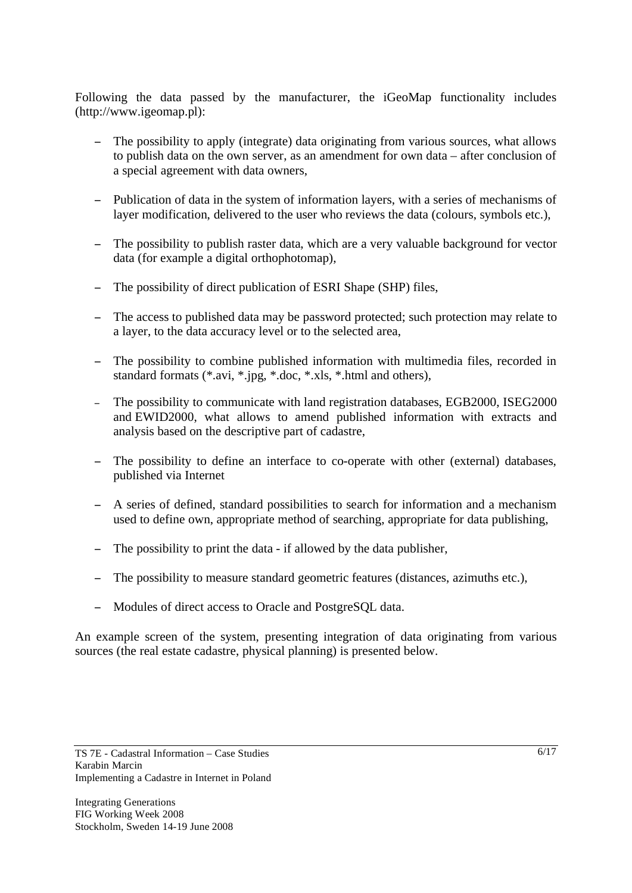Following the data passed by the manufacturer, the iGeoMap functionality includes (http://www.igeomap.pl):

- The possibility to apply (integrate) data originating from various sources, what allows to publish data on the own server, as an amendment for own data – after conclusion of a special agreement with data owners,
- Publication of data in the system of information layers, with a series of mechanisms of layer modification, delivered to the user who reviews the data (colours, symbols etc.),
- The possibility to publish raster data, which are a very valuable background for vector data (for example a digital orthophotomap),
- The possibility of direct publication of ESRI Shape (SHP) files,
- The access to published data may be password protected; such protection may relate to a layer, to the data accuracy level or to the selected area,
- The possibility to combine published information with multimedia files, recorded in standard formats (*.avi, *.jpg, *.doc, *.xls, *.html and others),
- The possibility to communicate with land registration databases, EGB2000, ISEG2000 and EWID2000, what allows to amend published information with extracts and analysis based on the descriptive part of cadastre,
- The possibility to define an interface to co-operate with other (external) databases, published via Internet
- A series of defined, standard possibilities to search for information and a mechanism used to define own, appropriate method of searching, appropriate for data publishing,
- The possibility to print the data - if allowed by the data publisher,
- The possibility to measure standard geometric features (distances, azimuths etc.),
- Modules of direct access to Oracle and PostgreSQL data.

An example screen of the system, presenting integration of data originating from various sources (the real estate cadastre, physical planning) is presented below.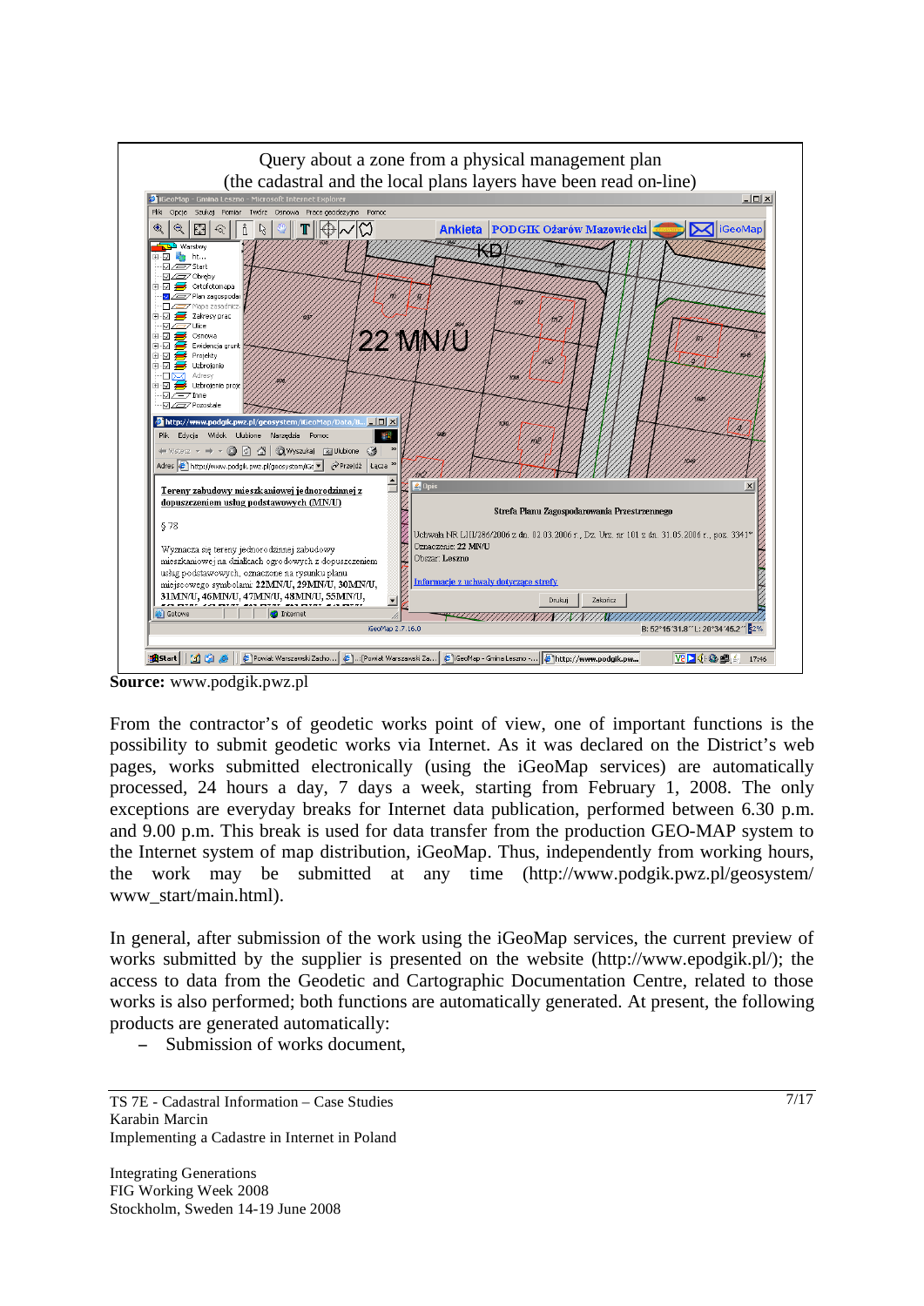Query about a zone from a physical management plan
(the cadastral and the local plans layers have been read on-line)

**Source:** www.podgik.pwz.pl

From the contractor's of geodetic works point of view, one of important functions is the possibility to submit geodetic works via Internet. As it was declared on the District's web pages, works submitted electronically (using the iGeoMap services) are automatically processed, 24 hours a day, 7 days a week, starting from February 1, 2008. The only exceptions are everyday breaks for Internet data publication, performed between 6.30 p.m. and 9.00 p.m. This break is used for data transfer from the production GEO-MAP system to the Internet system of map distribution, iGeoMap. Thus, independently from working hours, the work may be submitted at any time (http://www.podgik.pwz.pl/geosystem/www_start/main.html).

In general, after submission of the work using the iGeoMap services, the current preview of works submitted by the supplier is presented on the website (http://www.epodgik.pl/); the access to data from the Geodetic and Cartographic Documentation Centre, related to those works is also performed; both functions are automatically generated. At present, the following products are generated automatically:

- Submission of works document,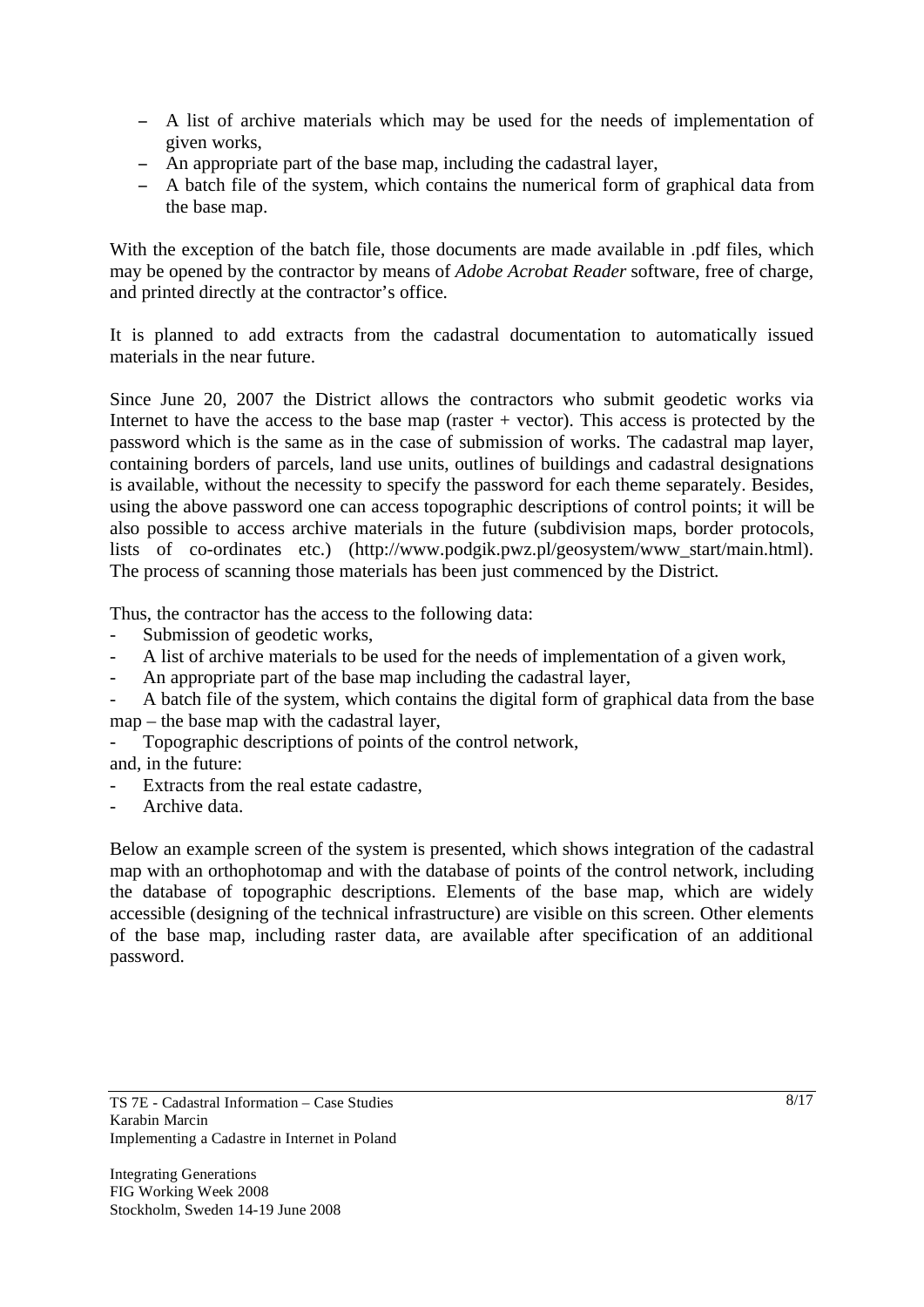- A list of archive materials which may be used for the needs of implementation of given works,
- An appropriate part of the base map, including the cadastral layer,
- A batch file of the system, which contains the numerical form of graphical data from the base map.

With the exception of the batch file, those documents are made available in .pdf files, which may be opened by the contractor by means of *Adobe Acrobat Reader* software, free of charge, and printed directly at the contractor's office.

It is planned to add extracts from the cadastral documentation to automatically issued materials in the near future.

Since June 20, 2007 the District allows the contractors who submit geodetic works via Internet to have the access to the base map (raster + vector). This access is protected by the password which is the same as in the case of submission of works. The cadastral map layer, containing borders of parcels, land use units, outlines of buildings and cadastral designations is available, without the necessity to specify the password for each theme separately. Besides, using the above password one can access topographic descriptions of control points; it will be also possible to access archive materials in the future (subdivision maps, border protocols, lists of co-ordinates etc.) (http://www.podgik.pwz.pl/geosystem/www_start/main.html). The process of scanning those materials has been just commenced by the District.

Thus, the contractor has the access to the following data:

- Submission of geodetic works,
- A list of archive materials to be used for the needs of implementation of a given work,
- An appropriate part of the base map including the cadastral layer,
- A batch file of the system, which contains the digital form of graphical data from the base map – the base map with the cadastral layer,
- Topographic descriptions of points of the control network,

and, in the future:

- Extracts from the real estate cadastre,
- Archive data.

Below an example screen of the system is presented, which shows integration of the cadastral map with an orthophotomap and with the database of points of the control network, including the database of topographic descriptions. Elements of the base map, which are widely accessible (designing of the technical infrastructure) are visible on this screen. Other elements of the base map, including raster data, are available after specification of an additional password.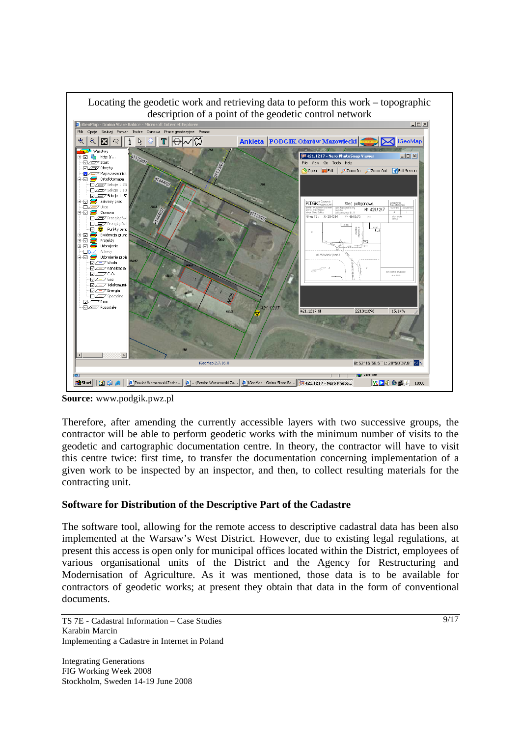Locating the geodetic work and retrieving data to peform this work – topographic description of a point of the geodetic control network

**Source:** www.podgik.pwz.pl

Therefore, after amending the currently accessible layers with two successive groups, the contractor will be able to perform geodetic works with the minimum number of visits to the geodetic and cartographic documentation centre. In theory, the contractor will have to visit this centre twice: first time, to transfer the documentation concerning implementation of a given work to be inspected by an inspector, and then, to collect resulting materials for the contracting unit.

## Software for Distribution of the Descriptive Part of the Cadastre

The software tool, allowing for the remote access to descriptive cadastral data has been also implemented at the Warsaw's West District. However, due to existing legal regulations, at present this access is open only for municipal offices located within the District, employees of various organisational units of the District and the Agency for Restructuring and Modernisation of Agriculture. As it was mentioned, those data is to be available for contractors of geodetic works; at present they obtain that data in the form of conventional documents.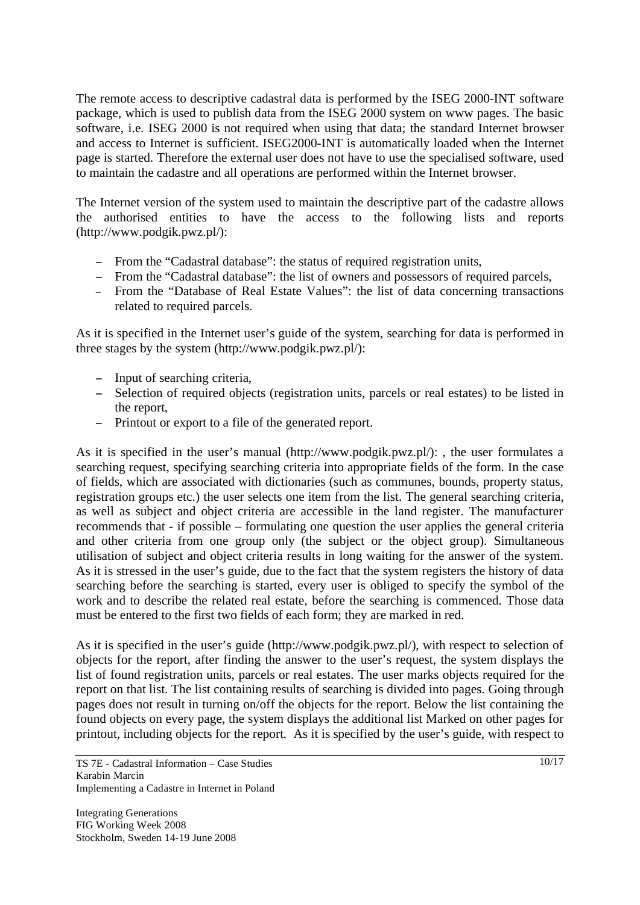The remote access to descriptive cadastral data is performed by the ISEG 2000-INT software package, which is used to publish data from the ISEG 2000 system on www pages. The basic software, i.e. ISEG 2000 is not required when using that data; the standard Internet browser and access to Internet is sufficient. ISEG2000-INT is automatically loaded when the Internet page is started. Therefore the external user does not have to use the specialised software, used to maintain the cadastre and all operations are performed within the Internet browser.

The Internet version of the system used to maintain the descriptive part of the cadastre allows the authorised entities to have the access to the following lists and reports (http://www.podgik.pwz.pl/):

- From the "Cadastral database": the status of required registration units,
- From the "Cadastral database": the list of owners and possessors of required parcels,
- From the "Database of Real Estate Values": the list of data concerning transactions related to required parcels.

As it is specified in the Internet user's guide of the system, searching for data is performed in three stages by the system (http://www.podgik.pwz.pl/):

- Input of searching criteria,
- Selection of required objects (registration units, parcels or real estates) to be listed in the report,
- Printout or export to a file of the generated report.

As it is specified in the user's manual (http://www.podgik.pwz.pl/): , the user formulates a searching request, specifying searching criteria into appropriate fields of the form. In the case of fields, which are associated with dictionaries (such as communes, bounds, property status, registration groups etc.) the user selects one item from the list. The general searching criteria, as well as subject and object criteria are accessible in the land register. The manufacturer recommends that - if possible – formulating one question the user applies the general criteria and other criteria from one group only (the subject or the object group). Simultaneous utilisation of subject and object criteria results in long waiting for the answer of the system. As it is stressed in the user's guide, due to the fact that the system registers the history of data searching before the searching is started, every user is obliged to specify the symbol of the work and to describe the related real estate, before the searching is commenced. Those data must be entered to the first two fields of each form; they are marked in red.

As it is specified in the user's guide (http://www.podgik.pwz.pl/), with respect to selection of objects for the report, after finding the answer to the user's request, the system displays the list of found registration units, parcels or real estates. The user marks objects required for the report on that list. The list containing results of searching is divided into pages. Going through pages does not result in turning on/off the objects for the report. Below the list containing the found objects on every page, the system displays the additional list Marked on other pages for printout, including objects for the report. As it is specified by the user's guide, with respect to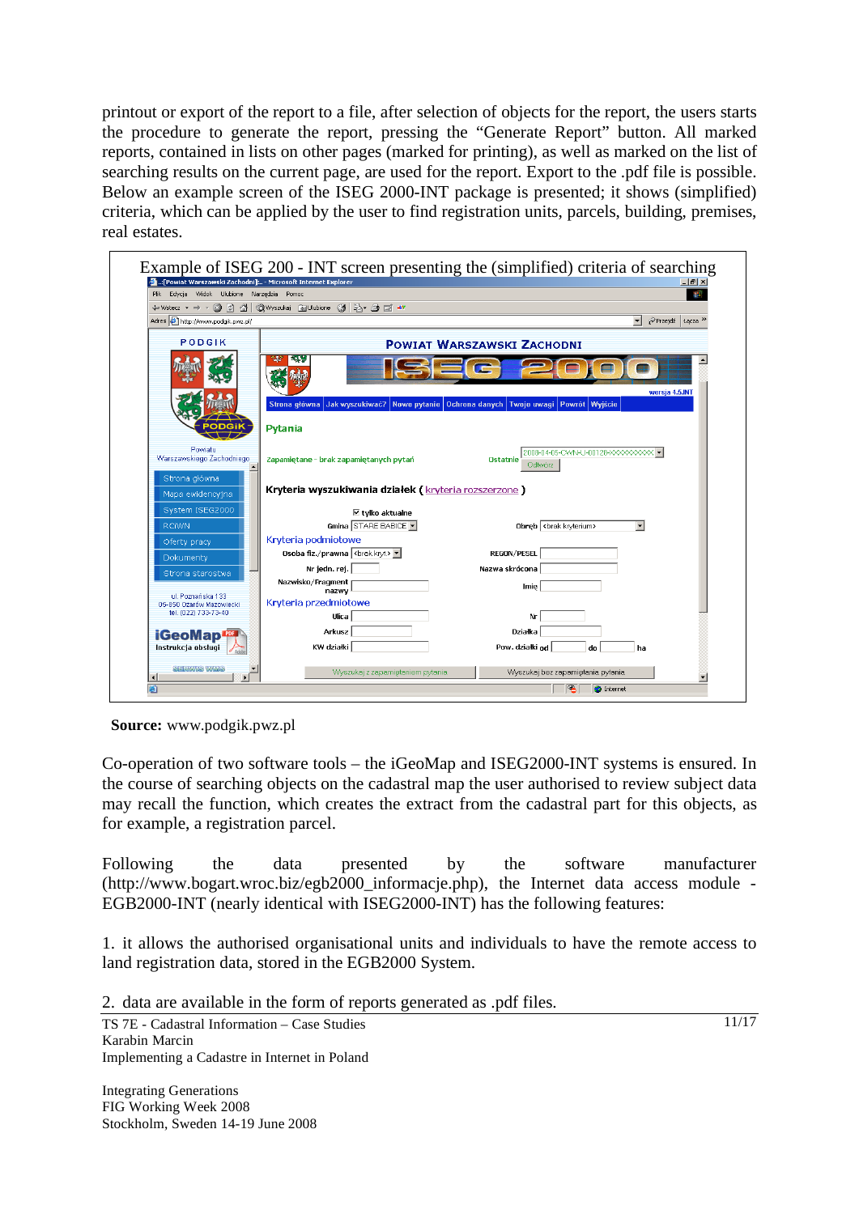printout or export of the report to a file, after selection of objects for the report, the users starts the procedure to generate the report, pressing the “Generate Report” button. All marked reports, contained in lists on other pages (marked for printing), as well as marked on the list of searching results on the current page, are used for the report. Export to the .pdf file is possible. Below an example screen of the ISEG 2000-INT package is presented; it shows (simplified) criteria, which can be applied by the user to find registration units, parcels, building, premises, real estates.

Example of ISEG 200 - INT screen presenting the (simplified) criteria of searching

**Source:** www.podgik.pwz.pl

Co-operation of two software tools – the iGeoMap and ISEG2000-INT systems is ensured. In the course of searching objects on the cadastral map the user authorised to review subject data may recall the function, which creates the extract from the cadastral part for this objects, as for example, a registration parcel.

Following the data presented by the software manufacturer (http://www.bogart.wroc.biz/egb2000_informacje.php), the Internet data access module - EGB2000-INT (nearly identical with ISEG2000-INT) has the following features:

1. it allows the authorised organisational units and individuals to have the remote access to land registration data, stored in the EGB2000 System.

2. data are available in the form of reports generated as .pdf files.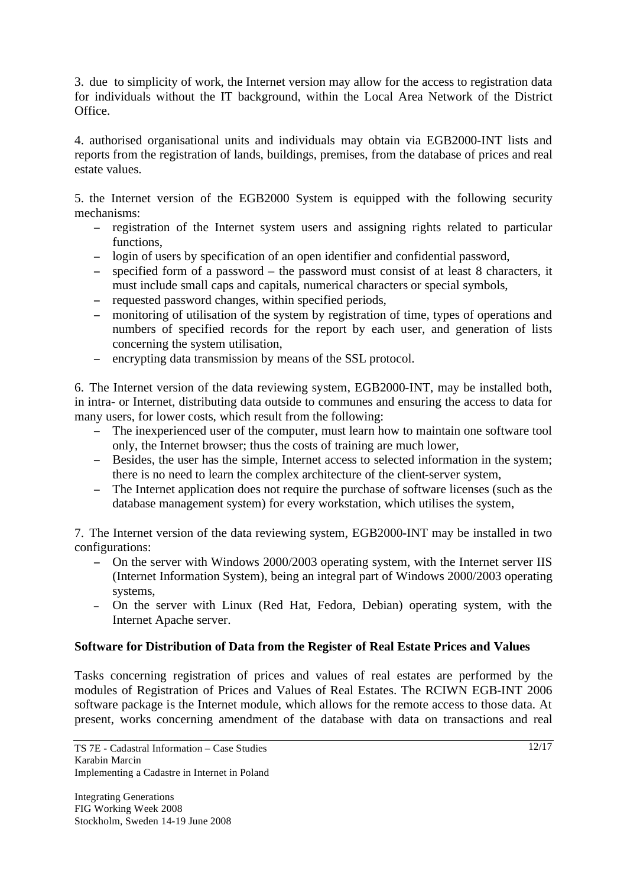3. due to simplicity of work, the Internet version may allow for the access to registration data for individuals without the IT background, within the Local Area Network of the District Office.

4. authorised organisational units and individuals may obtain via EGB2000-INT lists and reports from the registration of lands, buildings, premises, from the database of prices and real estate values.

5. the Internet version of the EGB2000 System is equipped with the following security mechanisms:

- registration of the Internet system users and assigning rights related to particular functions,
- login of users by specification of an open identifier and confidential password,
- specified form of a password – the password must consist of at least 8 characters, it must include small caps and capitals, numerical characters or special symbols,
- requested password changes, within specified periods,
- monitoring of utilisation of the system by registration of time, types of operations and numbers of specified records for the report by each user, and generation of lists concerning the system utilisation,
- encrypting data transmission by means of the SSL protocol.

6. The Internet version of the data reviewing system, EGB2000-INT, may be installed both, in intra- or Internet, distributing data outside to communes and ensuring the access to data for many users, for lower costs, which result from the following:

- The inexperienced user of the computer, must learn how to maintain one software tool only, the Internet browser; thus the costs of training are much lower,
- Besides, the user has the simple, Internet access to selected information in the system; there is no need to learn the complex architecture of the client-server system,
- The Internet application does not require the purchase of software licenses (such as the database management system) for every workstation, which utilises the system,

7. The Internet version of the data reviewing system, EGB2000-INT may be installed in two configurations:

- On the server with Windows 2000/2003 operating system, with the Internet server IIS (Internet Information System), being an integral part of Windows 2000/2003 operating systems,
- On the server with Linux (Red Hat, Fedora, Debian) operating system, with the Internet Apache server.

**Software for Distribution of Data from the Register of Real Estate Prices and Values**

Tasks concerning registration of prices and values of real estates are performed by the modules of Registration of Prices and Values of Real Estates. The RCIWN EGB-INT 2006 software package is the Internet module, which allows for the remote access to those data. At present, works concerning amendment of the database with data on transactions and real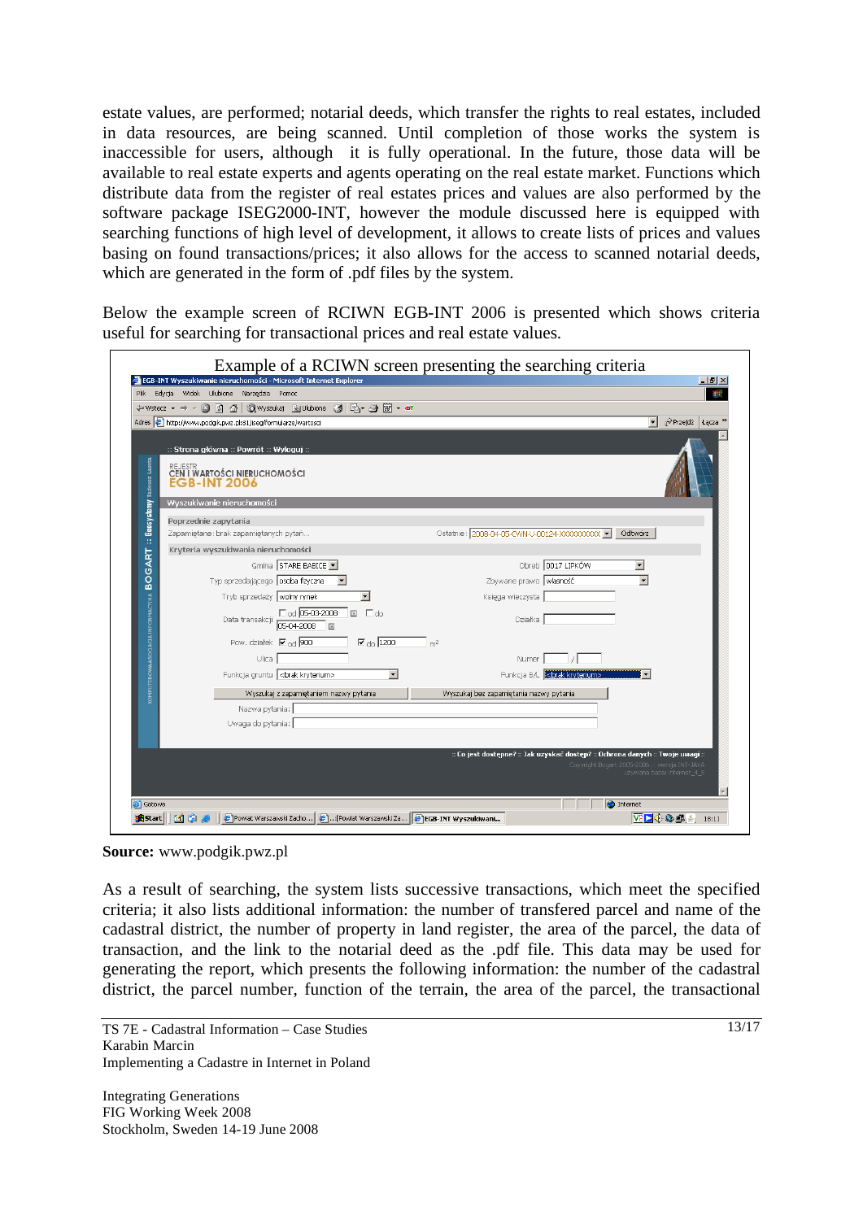estate values, are performed; notarial deeds, which transfer the rights to real estates, included in data resources, are being scanned. Until completion of those works the system is inaccessible for users, although it is fully operational. In the future, those data will be available to real estate experts and agents operating on the real estate market. Functions which distribute data from the register of real estates prices and values are also performed by the software package ISEG2000-INT, however the module discussed here is equipped with searching functions of high level of development, it allows to create lists of prices and values basing on found transactions/prices; it also allows for the access to scanned notarial deeds, which are generated in the form of .pdf files by the system.

Below the example screen of RCIWN EGB-INT 2006 is presented which shows criteria useful for searching for transactional prices and real estate values.

Example of a RCIWN screen presenting the searching criteria

**Source:** www.podgik.pwz.pl

As a result of searching, the system lists successive transactions, which meet the specified criteria; it also lists additional information: the number of transfered parcel and name of the cadastral district, the number of property in land register, the area of the parcel, the data of transaction, and the link to the notarial deed as the .pdf file. This data may be used for generating the report, which presents the following information: the number of the cadastral district, the parcel number, function of the terrain, the area of the parcel, the transactional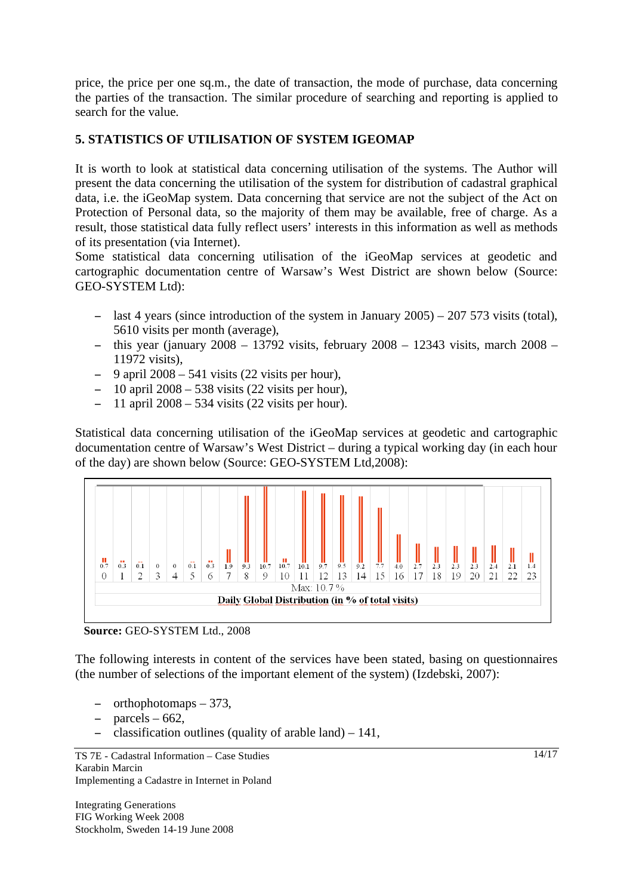price, the price per one sq.m., the date of transaction, the mode of purchase, data concerning the parties of the transaction. The similar procedure of searching and reporting is applied to search for the value.

## 5. STATISTICS OF UTILISATION OF SYSTEM IGEOMAP

It is worth to look at statistical data concerning utilisation of the systems. The Author will present the data concerning the utilisation of the system for distribution of cadastral graphical data, i.e. the iGeoMap system. Data concerning that service are not the subject of the Act on Protection of Personal data, so the majority of them may be available, free of charge. As a result, those statistical data fully reflect users' interests in this information as well as methods of its presentation (via Internet).

Some statistical data concerning utilisation of the iGeoMap services at geodetic and cartographic documentation centre of Warsaw's West District are shown below (Source: GEO-SYSTEM Ltd):

- last 4 years (since introduction of the system in January 2005) – 207 573 visits (total), 5610 visits per month (average),
- this year (january 2008 – 13792 visits, february 2008 – 12343 visits, march 2008 – 11972 visits),
- 9 april 2008 – 541 visits (22 visits per hour),
- 10 april 2008 – 538 visits (22 visits per hour),
- 11 april 2008 – 534 visits (22 visits per hour).

Statistical data concerning utilisation of the iGeoMap services at geodetic and cartographic documentation centre of Warsaw's West District – during a typical working day (in each hour of the day) are shown below (Source: GEO-SYSTEM Ltd,2008):

| Hour | 0 | 1 | 2 | 3 | 4 | 5 | 6 | 7 | 8 | 9 | 10 | 11 | 12 | 13 | 14 | 15 | 16 | 17 | 18 | 19 | 20 | 21 | 22 | 23 |
|---|---|---|---|---|---|---|---|---|---|---|---|---|---|---|---|---|---|---|---|---|---|---|---|---|
| % | 0.7 | 0.3 | 0.1 | 0 | 0 | 0.1 | 0.3 | 1.9 | 9.3 | 10.7 | 10.7 | 10.1 | 9.7 | 9.5 | 9.2 | 7.7 | 4.0 | 2.7 | 2.3 | 2.3 | 2.3 | 2.4 | 2.1 | 1.4 |

Max: 10.7 %

**Daily Global Distribution (in % of total visits)**

**Source:** GEO-SYSTEM Ltd., 2008

The following interests in content of the services have been stated, basing on questionnaires (the number of selections of the important element of the system) (Izdebski, 2007):

- orthophotomaps – 373,
- parcels – 662,
- classification outlines (quality of arable land) – 141,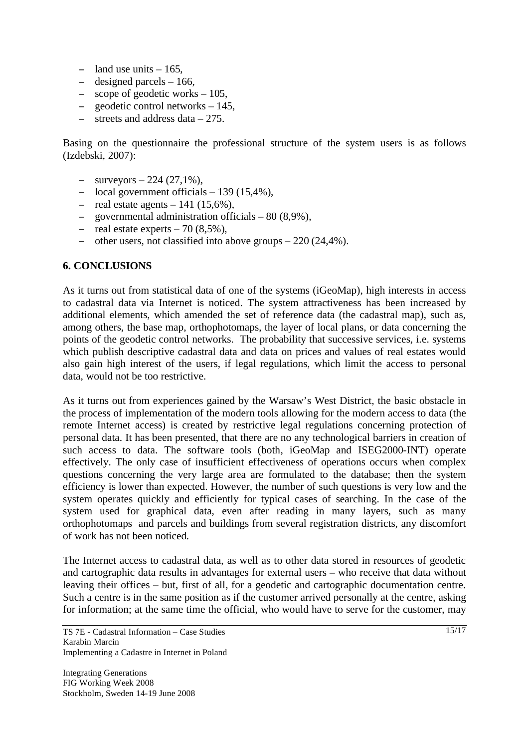- land use units – 165,
- designed parcels – 166,
- scope of geodetic works – 105,
- geodetic control networks – 145,
- streets and address data – 275.

Basing on the questionnaire the professional structure of the system users is as follows (Izdebski, 2007):

- surveyors – 224 (27,1%),
- local government officials – 139 (15,4%),
- real estate agents – 141 (15,6%),
- governmental administration officials – 80 (8,9%),
- real estate experts – 70 (8,5%),
- other users, not classified into above groups – 220 (24,4%).

## 6. CONCLUSIONS

As it turns out from statistical data of one of the systems (iGeoMap), high interests in access to cadastral data via Internet is noticed. The system attractiveness has been increased by additional elements, which amended the set of reference data (the cadastral map), such as, among others, the base map, orthophotomaps, the layer of local plans, or data concerning the points of the geodetic control networks. The probability that successive services, i.e. systems which publish descriptive cadastral data and data on prices and values of real estates would also gain high interest of the users, if legal regulations, which limit the access to personal data, would not be too restrictive.

As it turns out from experiences gained by the Warsaw's West District, the basic obstacle in the process of implementation of the modern tools allowing for the modern access to data (the remote Internet access) is created by restrictive legal regulations concerning protection of personal data. It has been presented, that there are no any technological barriers in creation of such access to data. The software tools (both, iGeoMap and ISEG2000-INT) operate effectively. The only case of insufficient effectiveness of operations occurs when complex questions concerning the very large area are formulated to the database; then the system efficiency is lower than expected. However, the number of such questions is very low and the system operates quickly and efficiently for typical cases of searching. In the case of the system used for graphical data, even after reading in many layers, such as many orthophotomaps and parcels and buildings from several registration districts, any discomfort of work has not been noticed.

The Internet access to cadastral data, as well as to other data stored in resources of geodetic and cartographic data results in advantages for external users – who receive that data without leaving their offices – but, first of all, for a geodetic and cartographic documentation centre. Such a centre is in the same position as if the customer arrived personally at the centre, asking for information; at the same time the official, who would have to serve for the customer, may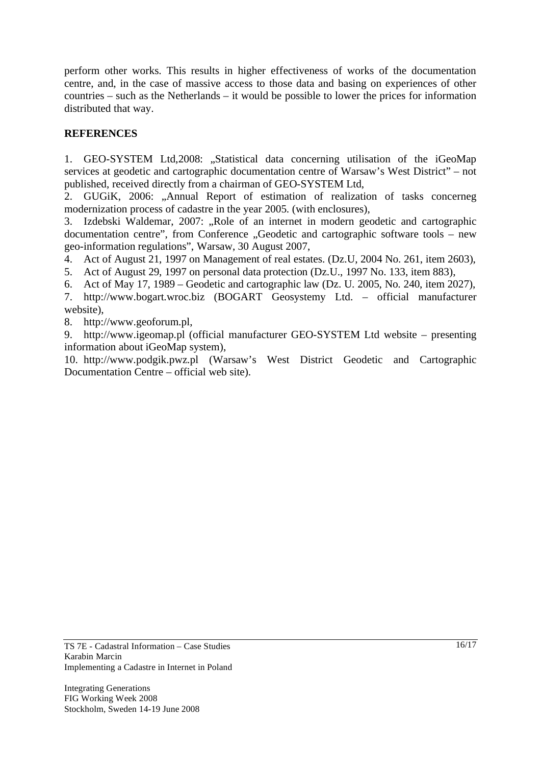perform other works. This results in higher effectiveness of works of the documentation centre, and, in the case of massive access to those data and basing on experiences of other countries – such as the Netherlands – it would be possible to lower the prices for information distributed that way.

## REFERENCES

1. GEO-SYSTEM Ltd,2008: „Statistical data concerning utilisation of the iGeoMap services at geodetic and cartographic documentation centre of Warsaw's West District" – not published, received directly from a chairman of GEO-SYSTEM Ltd,
2. GUGiK, 2006: „Annual Report of estimation of realization of tasks concerneg modernization process of cadastre in the year 2005. (with enclosures),
3. Izdebski Waldemar, 2007: „Role of an internet in modern geodetic and cartographic documentation centre", from Conference „Geodetic and cartographic software tools – new geo-information regulations", Warsaw, 30 August 2007,
4. Act of August 21, 1997 on Management of real estates. (Dz.U, 2004 No. 261, item 2603),
5. Act of August 29, 1997 on personal data protection (Dz.U., 1997 No. 133, item 883),
6. Act of May 17, 1989 – Geodetic and cartographic law (Dz. U. 2005, No. 240, item 2027),
7. http://www.bogart.wroc.biz (BOGART Geosystemy Ltd. – official manufacturer website),
8. http://www.geoforum.pl,
9. http://www.igeomap.pl (official manufacturer GEO-SYSTEM Ltd website – presenting information about iGeoMap system),
10. http://www.podgik.pwz.pl (Warsaw's West District Geodetic and Cartographic Documentation Centre – official web site).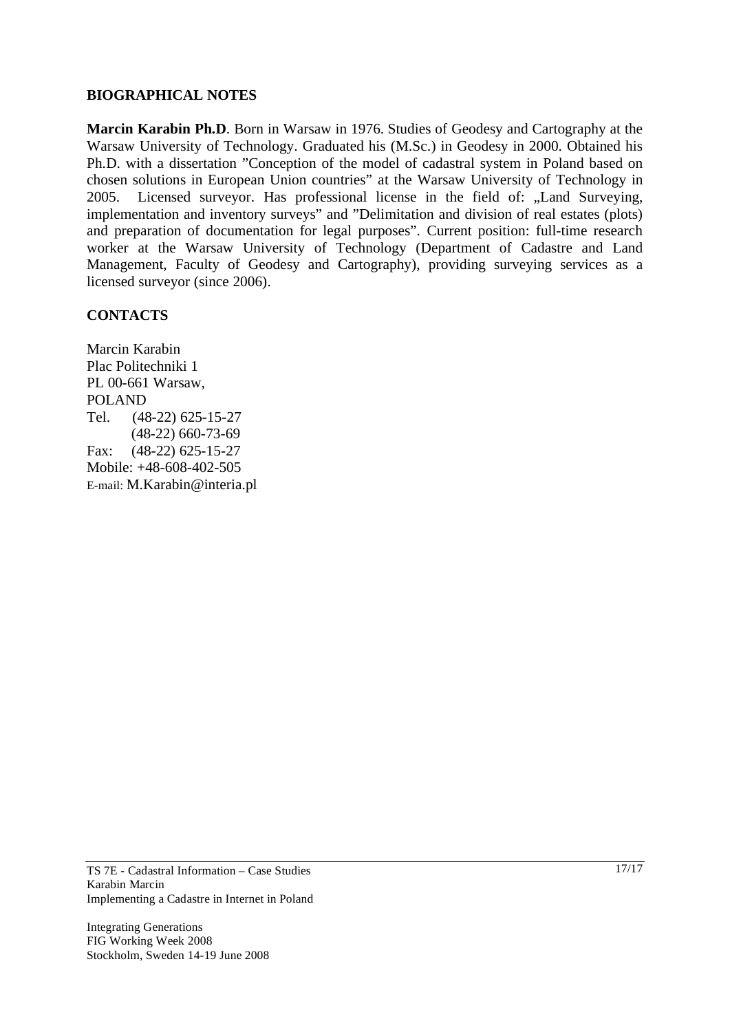## BIOGRAPHICAL NOTES

**Marcin Karabin Ph.D**. Born in Warsaw in 1976. Studies of Geodesy and Cartography at the Warsaw University of Technology. Graduated his (M.Sc.) in Geodesy in 2000. Obtained his Ph.D. with a dissertation "Conception of the model of cadastral system in Poland based on chosen solutions in European Union countries" at the Warsaw University of Technology in 2005. Licensed surveyor. Has professional license in the field of: „Land Surveying, implementation and inventory surveys" and "Delimitation and division of real estates (plots) and preparation of documentation for legal purposes". Current position: full-time research worker at the Warsaw University of Technology (Department of Cadastre and Land Management, Faculty of Geodesy and Cartography), providing surveying services as a licensed surveyor (since 2006).

## CONTACTS

Marcin Karabin
Plac Politechniki 1
PL 00-661 Warsaw,
POLAND
Tel. (48-22) 625-15-27
(48-22) 660-73-69
Fax: (48-22) 625-15-27
Mobile: +48-608-402-505
E-mail: M.Karabin@interia.pl